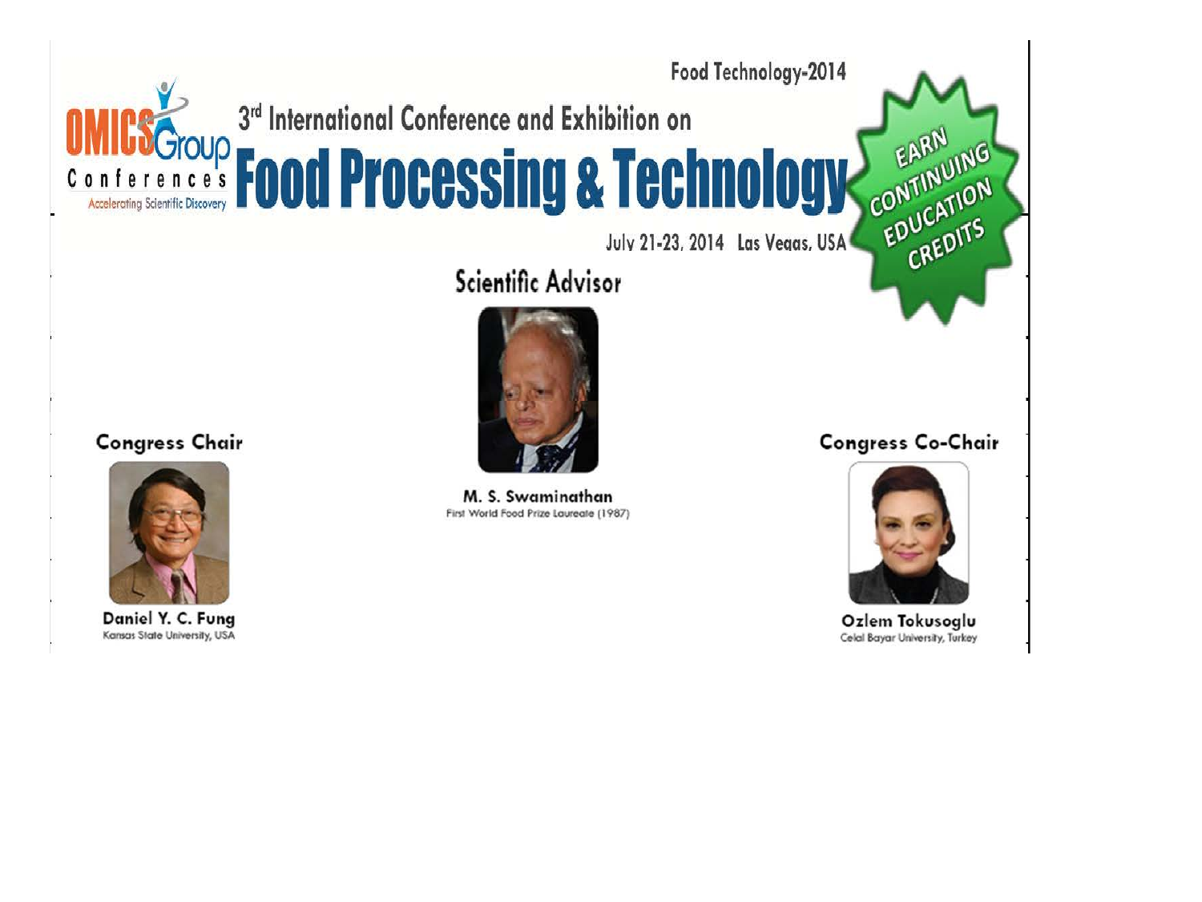Food Technology-2014

OMICS Group Conferences
Accelerating Scientific Discovery

# 3rd International Conference and Exhibition on Food Processing & Technology

July 21-23, 2014 Las Vegas, USA

EARN CONTINUING EDUCATION CREDITS

## Scientific Advisor

**M. S. Swaminathan**
First World Food Prize Laureate (1987)

## Congress Chair

**Daniel Y. C. Fung**
Kansas State University, USA

## Congress Co-Chair

**Ozlem Tokusoglu**
Celal Bayar University, Turkey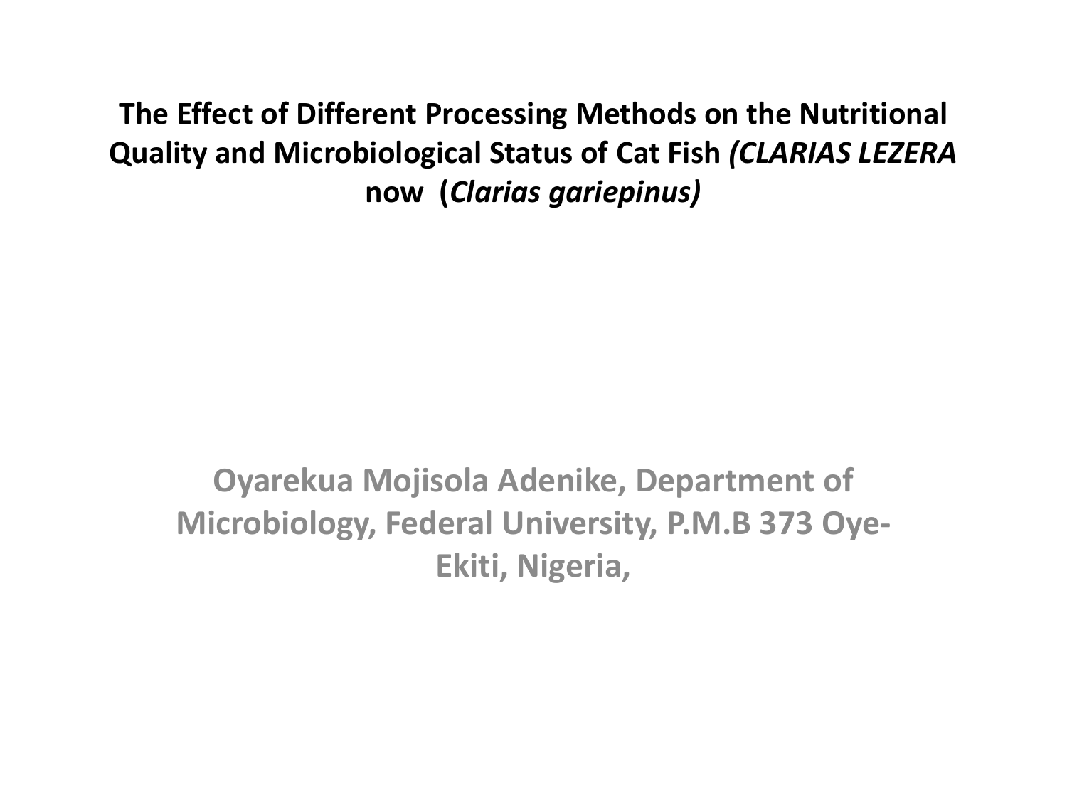# The Effect of Different Processing Methods on the Nutritional Quality and Microbiological Status of Cat Fish *(CLARIAS LEZERA* now (*Clarias gariepinus)*

**Oyarekua Mojisola Adenike, Department of Microbiology, Federal University, P.M.B 373 Oye-Ekiti, Nigeria,**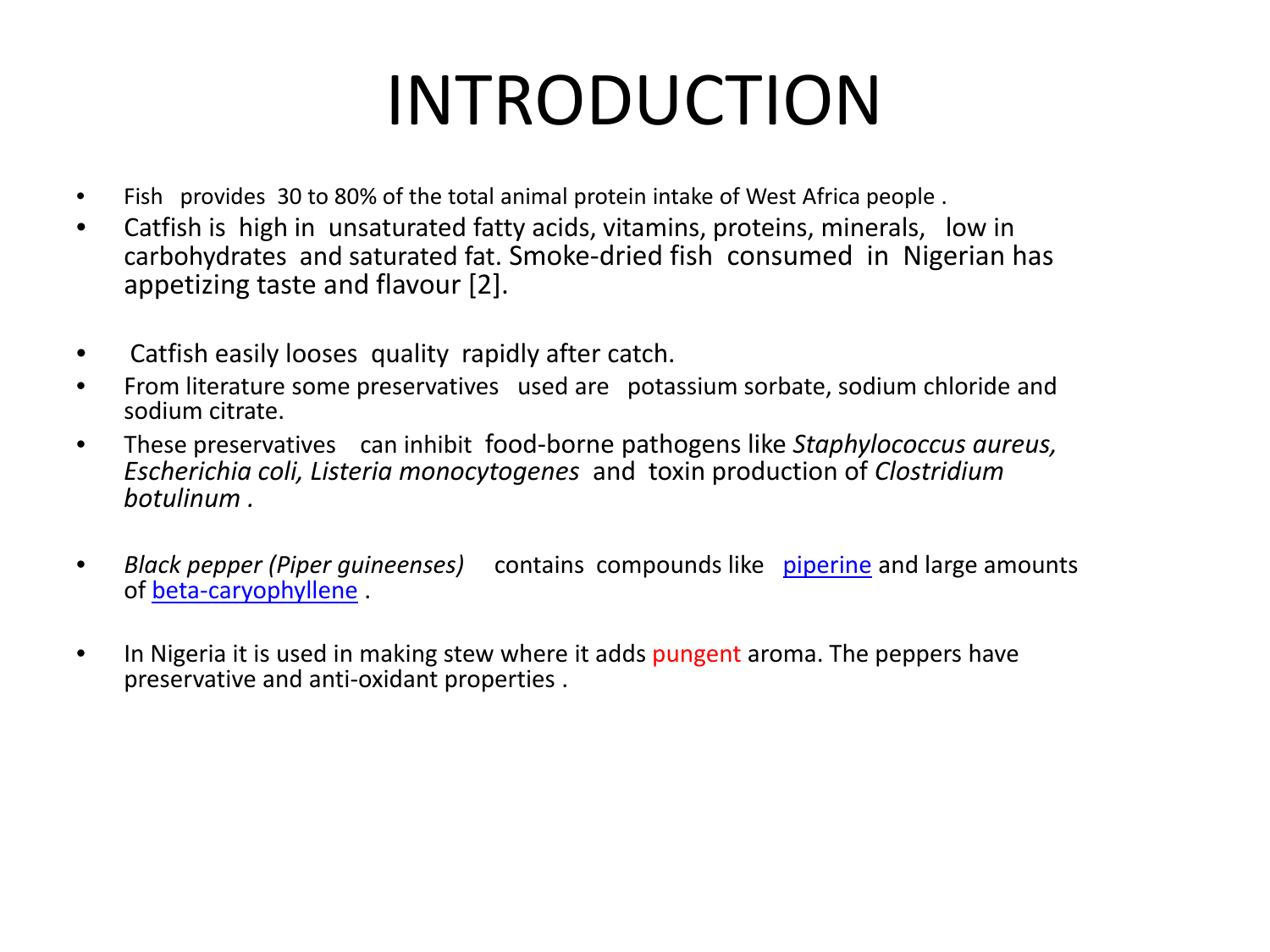# INTRODUCTION

- Fish provides 30 to 80% of the total animal protein intake of West Africa people .
- Catfish is high in unsaturated fatty acids, vitamins, proteins, minerals, low in carbohydrates and saturated fat. Smoke-dried fish consumed in Nigerian has appetizing taste and flavour [2].
- Catfish easily looses quality rapidly after catch.
- From literature some preservatives used are potassium sorbate, sodium chloride and sodium citrate.
- These preservatives can inhibit food-borne pathogens like *Staphylococcus aureus, Escherichia coli, Listeria monocytogenes* and toxin production of *Clostridium botulinum .*
- *Black pepper (Piper guineenses)* contains compounds like piperine and large amounts of beta-caryophyllene .
- In Nigeria it is used in making stew where it adds pungent aroma. The peppers have preservative and anti-oxidant properties .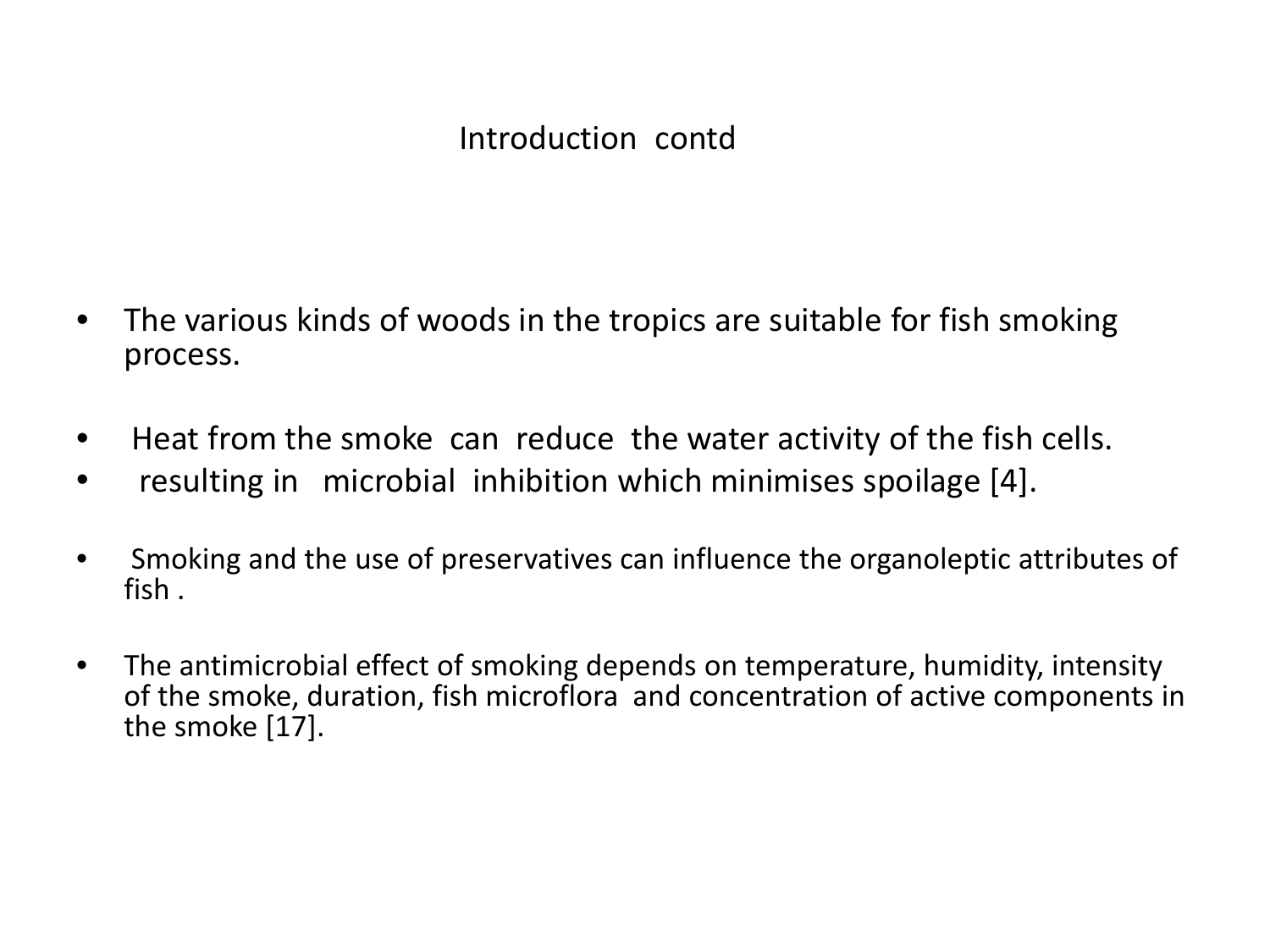## Introduction contd

- The various kinds of woods in the tropics are suitable for fish smoking process.
- Heat from the smoke can reduce the water activity of the fish cells.
- resulting in microbial inhibition which minimises spoilage [4].
- Smoking and the use of preservatives can influence the organoleptic attributes of fish .
- The antimicrobial effect of smoking depends on temperature, humidity, intensity of the smoke, duration, fish microflora and concentration of active components in the smoke [17].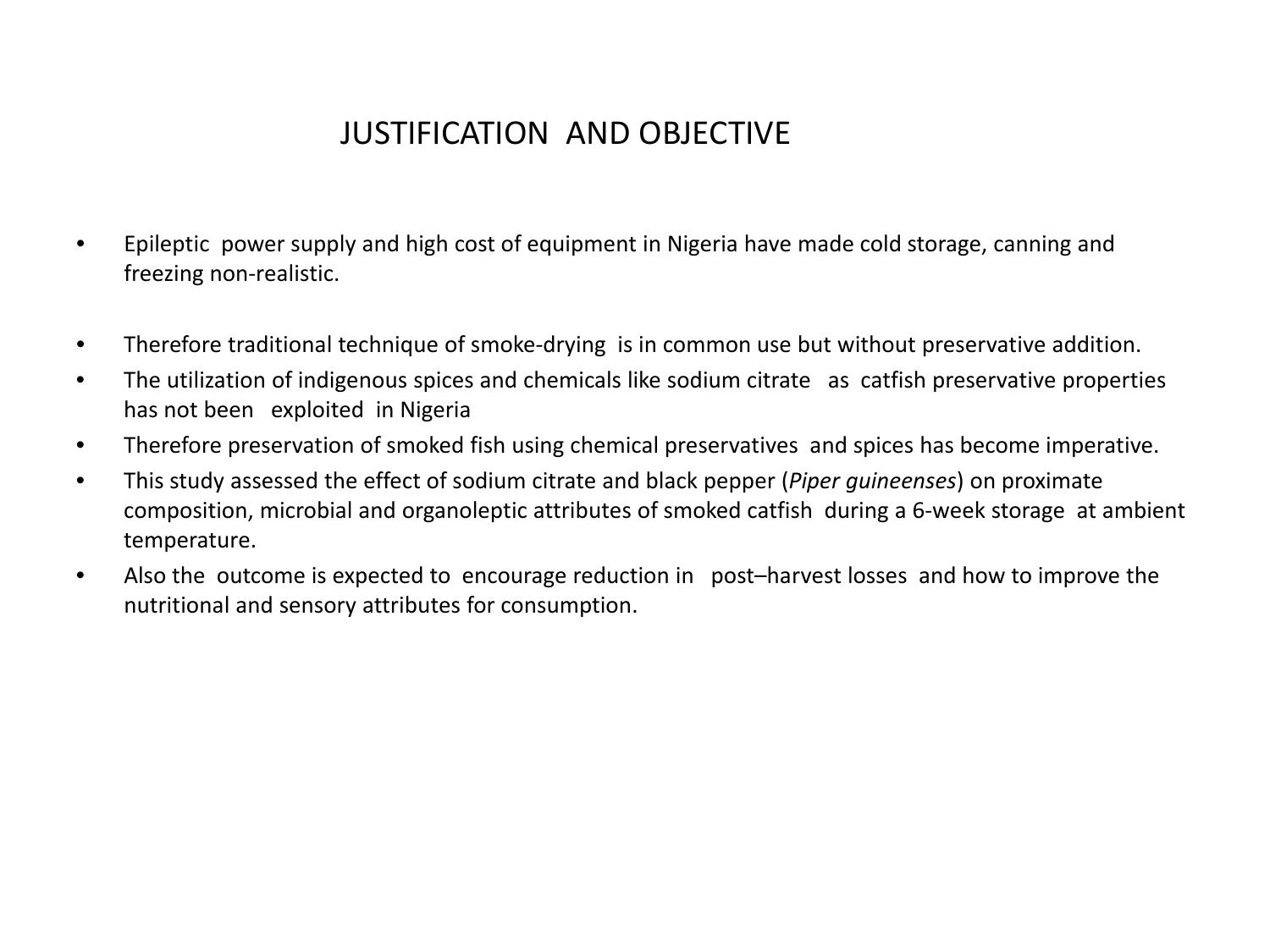# JUSTIFICATION AND OBJECTIVE

- Epileptic power supply and high cost of equipment in Nigeria have made cold storage, canning and freezing non-realistic.
- Therefore traditional technique of smoke-drying is in common use but without preservative addition.
- The utilization of indigenous spices and chemicals like sodium citrate as catfish preservative properties has not been exploited in Nigeria
- Therefore preservation of smoked fish using chemical preservatives and spices has become imperative.
- This study assessed the effect of sodium citrate and black pepper (*Piper guineenses*) on proximate composition, microbial and organoleptic attributes of smoked catfish during a 6-week storage at ambient temperature.
- Also the outcome is expected to encourage reduction in post–harvest losses and how to improve the nutritional and sensory attributes for consumption.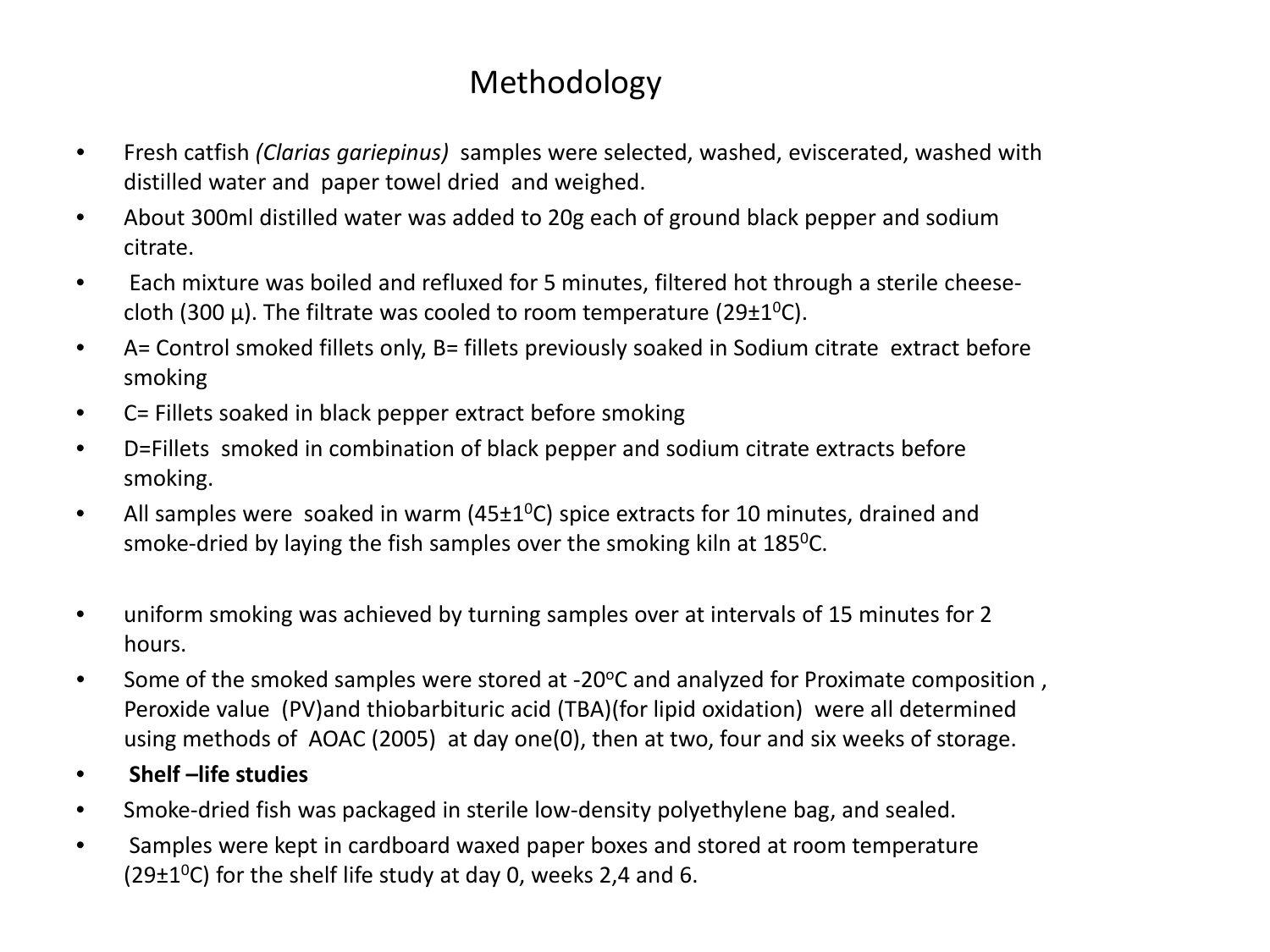# Methodology

- Fresh catfish *(Clarias gariepinus)* samples were selected, washed, eviscerated, washed with distilled water and paper towel dried and weighed.
- About 300ml distilled water was added to 20g each of ground black pepper and sodium citrate.
- Each mixture was boiled and refluxed for 5 minutes, filtered hot through a sterile cheese-cloth (300 µ). The filtrate was cooled to room temperature (29±1$^0$C).
- A= Control smoked fillets only, B= fillets previously soaked in Sodium citrate extract before smoking
- C= Fillets soaked in black pepper extract before smoking
- D=Fillets smoked in combination of black pepper and sodium citrate extracts before smoking.
- All samples were soaked in warm (45±1$^0$C) spice extracts for 10 minutes, drained and smoke-dried by laying the fish samples over the smoking kiln at 185$^0$C.
- uniform smoking was achieved by turning samples over at intervals of 15 minutes for 2 hours.
- Some of the smoked samples were stored at -20$^o$C and analyzed for Proximate composition , Peroxide value (PV)and thiobarbituric acid (TBA)(for lipid oxidation) were all determined using methods of AOAC (2005) at day one(0), then at two, four and six weeks of storage.
- **Shelf –life studies**
- Smoke-dried fish was packaged in sterile low-density polyethylene bag, and sealed.
- Samples were kept in cardboard waxed paper boxes and stored at room temperature (29±1$^0$C) for the shelf life study at day 0, weeks 2,4 and 6.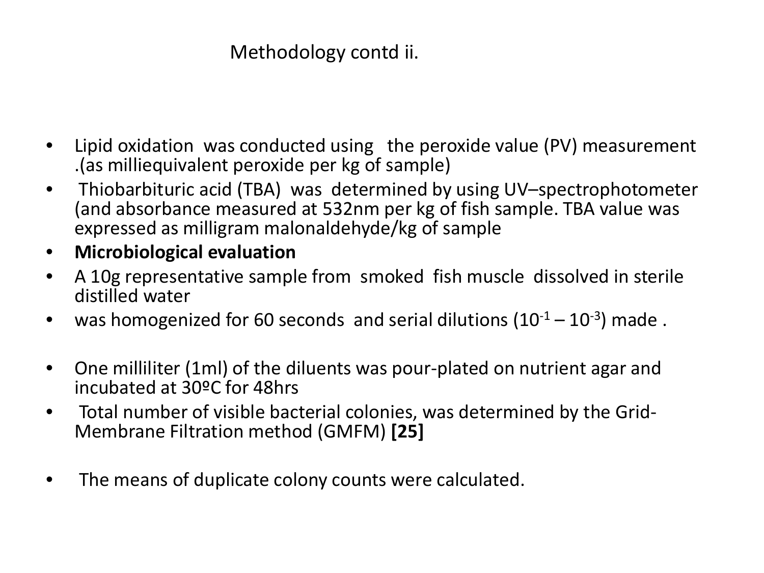# Methodology contd ii.

- Lipid oxidation was conducted using the peroxide value (PV) measurement .(as milliequivalent peroxide per kg of sample)
- Thiobarbituric acid (TBA) was determined by using UV–spectrophotometer (and absorbance measured at 532nm per kg of fish sample. TBA value was expressed as milligram malonaldehyde/kg of sample
- **Microbiological evaluation**
- A 10g representative sample from smoked fish muscle dissolved in sterile distilled water
- was homogenized for 60 seconds and serial dilutions ($10^{-1} – 10^{-3}$) made .
- One milliliter (1ml) of the diluents was pour-plated on nutrient agar and incubated at 30ºC for 48hrs
- Total number of visible bacterial colonies, was determined by the Grid-Membrane Filtration method (GMFM) **[25]**
- The means of duplicate colony counts were calculated.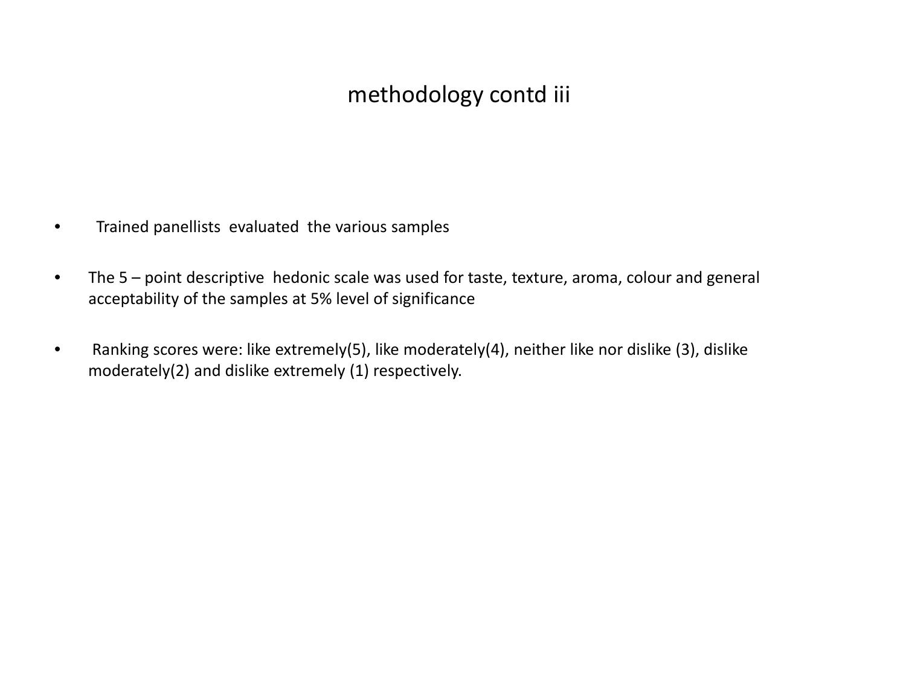# methodology contd iii

- Trained panellists evaluated the various samples
- The 5 – point descriptive hedonic scale was used for taste, texture, aroma, colour and general acceptability of the samples at 5% level of significance
- Ranking scores were: like extremely(5), like moderately(4), neither like nor dislike (3), dislike moderately(2) and dislike extremely (1) respectively.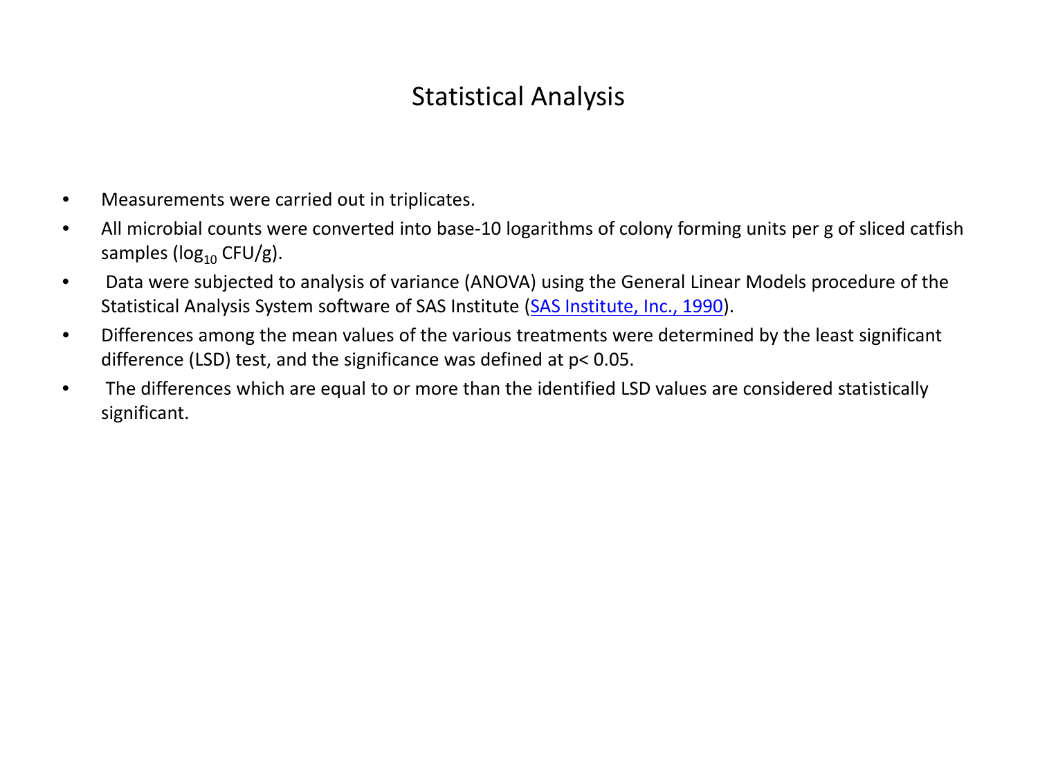# Statistical Analysis

- Measurements were carried out in triplicates.
- All microbial counts were converted into base-10 logarithms of colony forming units per g of sliced catfish samples ($\log_{10}$ CFU/g).
- Data were subjected to analysis of variance (ANOVA) using the General Linear Models procedure of the Statistical Analysis System software of SAS Institute (SAS Institute, Inc., 1990).
- Differences among the mean values of the various treatments were determined by the least significant difference (LSD) test, and the significance was defined at $p < 0.05$.
- The differences which are equal to or more than the identified LSD values are considered statistically significant.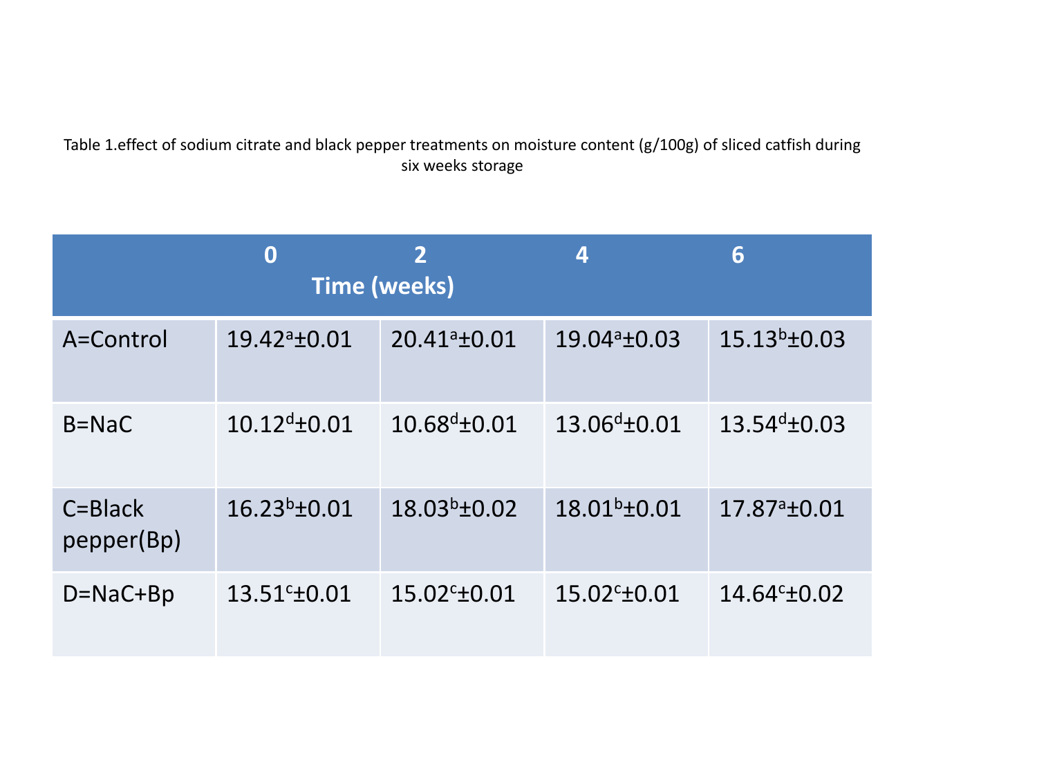Table 1.effect of sodium citrate and black pepper treatments on moisture content (g/100g) of sliced catfish during six weeks storage

| | Time (weeks) | | | |
|---|---|---|---|---|
| | 0 | 2 | 4 | 6 |
| A=Control | $19.42^{a}\pm0.01$ | $20.41^{a}\pm0.01$ | $19.04^{a}\pm0.03$ | $15.13^{b}\pm0.03$ |
| B=NaC | $10.12^{d}\pm0.01$ | $10.68^{d}\pm0.01$ | $13.06^{d}\pm0.01$ | $13.54^{d}\pm0.03$ |
| C=Black pepper(Bp) | $16.23^{b}\pm0.01$ | $18.03^{b}\pm0.02$ | $18.01^{b}\pm0.01$ | $17.87^{a}\pm0.01$ |
| D=NaC+Bp | $13.51^{c}\pm0.01$ | $15.02^{c}\pm0.01$ | $15.02^{c}\pm0.01$ | $14.64^{c}\pm0.02$ |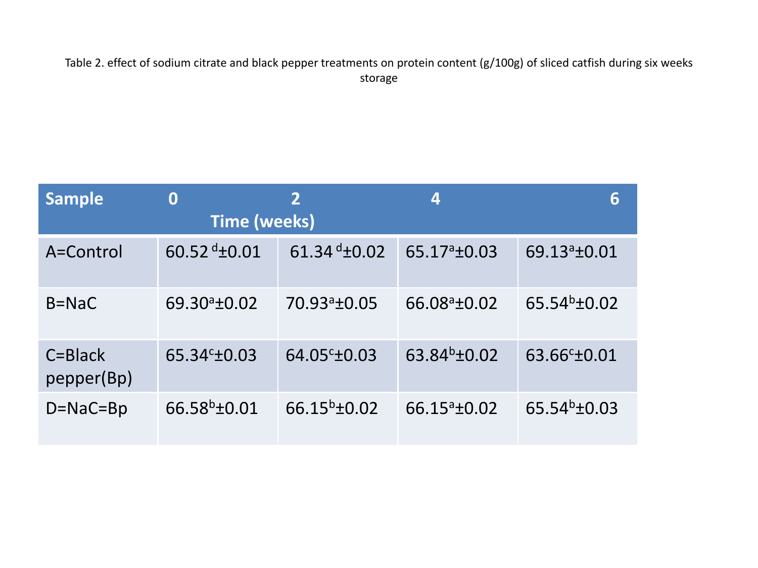Table 2. effect of sodium citrate and black pepper treatments on protein content (g/100g) of sliced catfish during six weeks storage

| Sample | Time (weeks) 0 | 2 | 4 | 6 |
|---|---|---|---|---|
| A=Control | 60.52 $^{d}$±0.01 | 61.34 $^{d}$±0.02 | 65.17$^{a}$±0.03 | 69.13$^{a}$±0.01 |
| B=NaC | 69.30$^{a}$±0.02 | 70.93$^{a}$±0.05 | 66.08$^{a}$±0.02 | 65.54$^{b}$±0.02 |
| C=Black pepper(Bp) | 65.34$^{c}$±0.03 | 64.05$^{c}$±0.03 | 63.84$^{b}$±0.02 | 63.66$^{c}$±0.01 |
| D=NaC=Bp | 66.58$^{b}$±0.01 | 66.15$^{b}$±0.02 | 66.15$^{a}$±0.02 | 65.54$^{b}$±0.03 |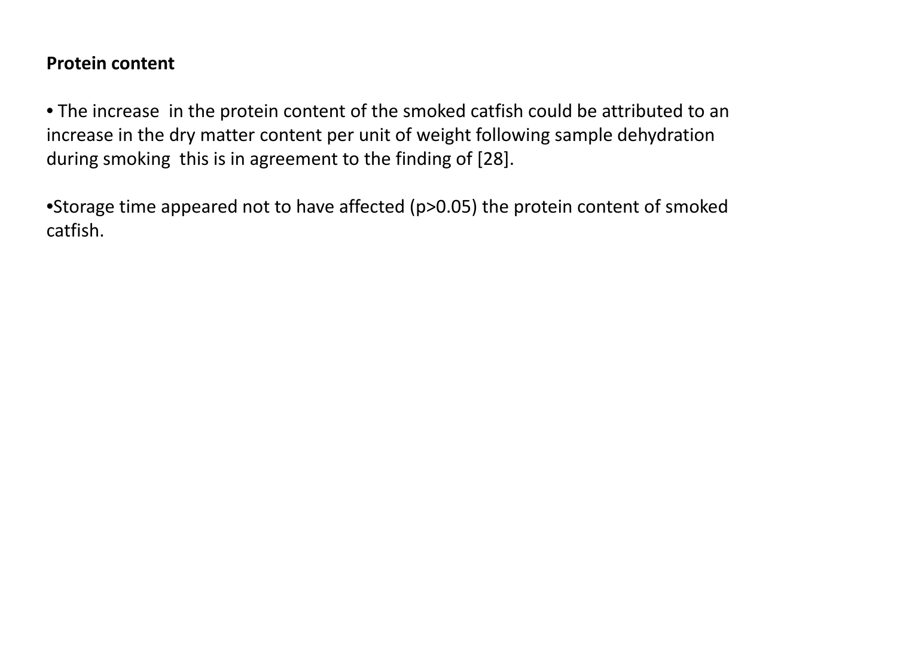**Protein content**

- The increase  in the protein content of the smoked catfish could be attributed to an increase in the dry matter content per unit of weight following sample dehydration during smoking  this is in agreement to the finding of [28].

- Storage time appeared not to have affected ($p>0.05$) the protein content of smoked catfish.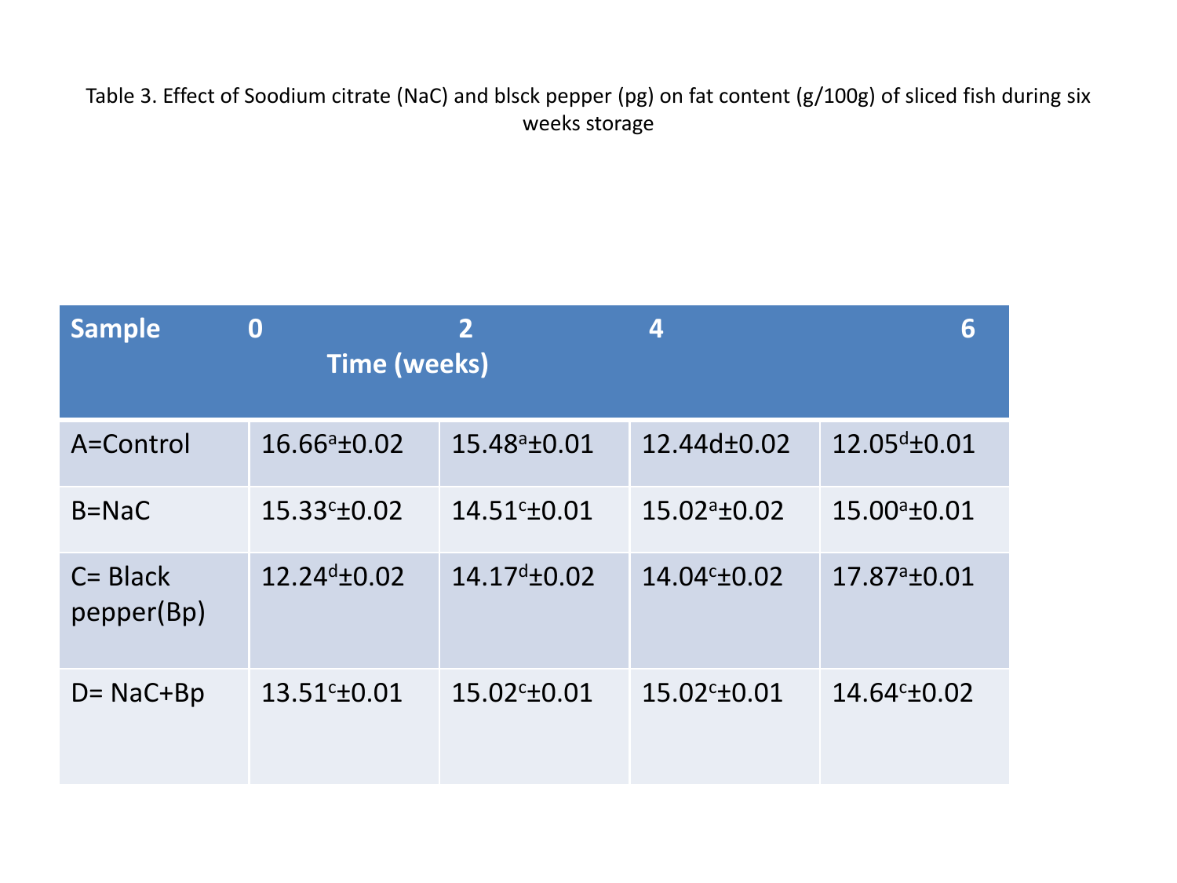Table 3. Effect of Soodium citrate (NaC) and blsck pepper (pg) on fat content (g/100g) of sliced fish during six weeks storage

| Sample | 0 | 2 | 4 | 6 |
|---|---|---|---|---|
| | Time (weeks) | | | |
| A=Control | 16.66$^{a}$±0.02 | 15.48$^{a}$±0.01 | 12.44d±0.02 | 12.05$^{d}$±0.01 |
| B=NaC | 15.33$^{c}$±0.02 | 14.51$^{c}$±0.01 | 15.02$^{a}$±0.02 | 15.00$^{a}$±0.01 |
| C= Black pepper(Bp) | 12.24$^{d}$±0.02 | 14.17$^{d}$±0.02 | 14.04$^{c}$±0.02 | 17.87$^{a}$±0.01 |
| D= NaC+Bp | 13.51$^{c}$±0.01 | 15.02$^{c}$±0.01 | 15.02$^{c}$±0.01 | 14.64$^{c}$±0.02 |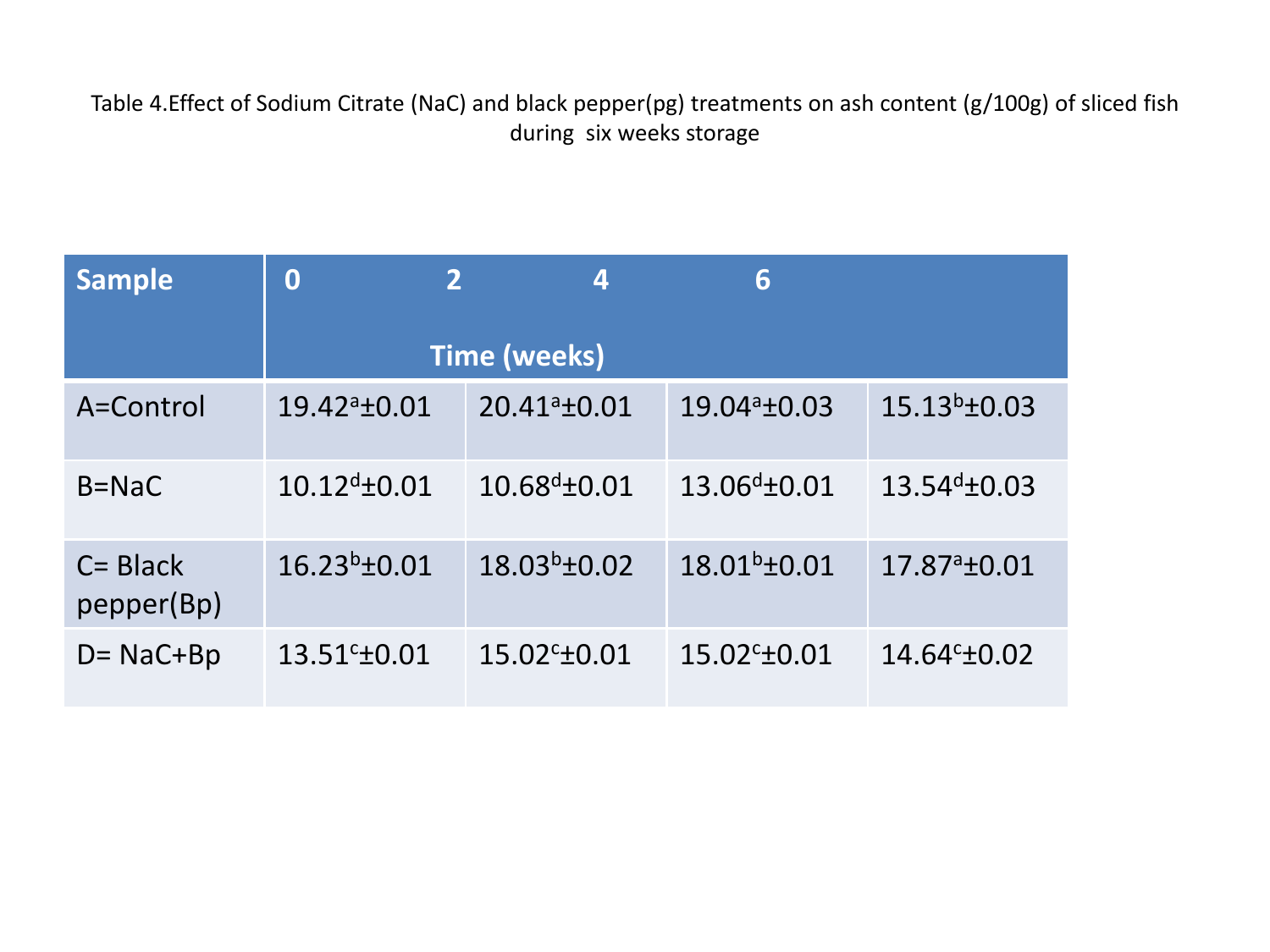Table 4.Effect of Sodium Citrate (NaC) and black pepper(pg) treatments on ash content (g/100g) of sliced fish during six weeks storage

| Sample | 0 | 2 | 4 | 6 |
|---|---|---|---|---|
| | Time (weeks) | | | |
| A=Control | 19.42[a]±0.01 | 20.41[a]±0.01 | 19.04[a]±0.03 | 15.13[b]±0.03 |
| B=NaC | 10.12[d]±0.01 | 10.68[d]±0.01 | 13.06[d]±0.01 | 13.54[d]±0.03 |
| C= Black pepper(Bp) | 16.23[b]±0.01 | 18.03[b]±0.02 | 18.01[b]±0.01 | 17.87[a]±0.01 |
| D= NaC+Bp | 13.51[c]±0.01 | 15.02[c]±0.01 | 15.02[c]±0.01 | 14.64[c]±0.02 |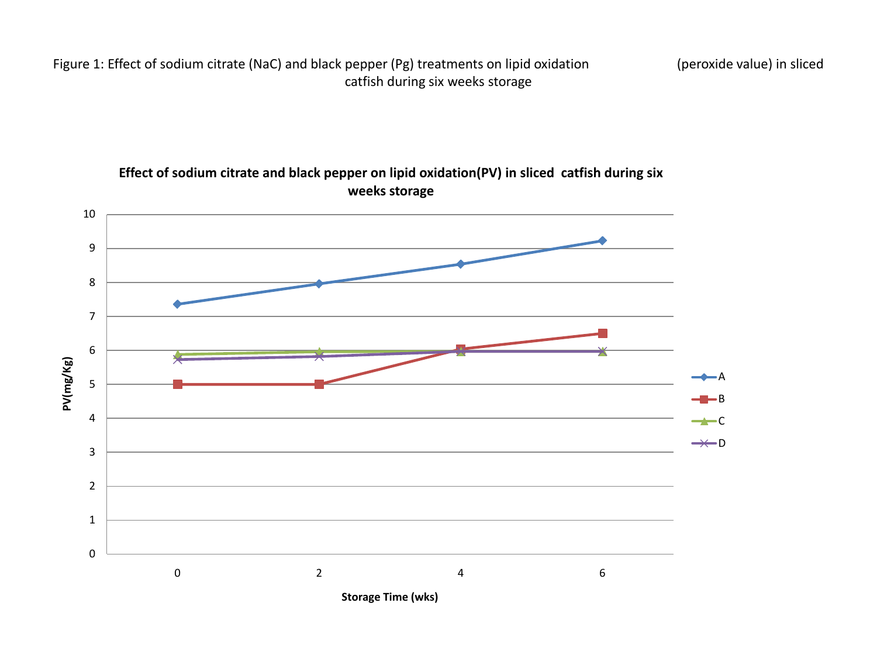Figure 1: Effect of sodium citrate (NaC) and black pepper (Pg) treatments on lipid oxidation (peroxide value) in sliced catfish during six weeks storage

**Effect of sodium citrate and black pepper on lipid oxidation(PV) in sliced catfish during six weeks storage**

PV(mg/Kg)

Storage Time (wks)

A, B, C, D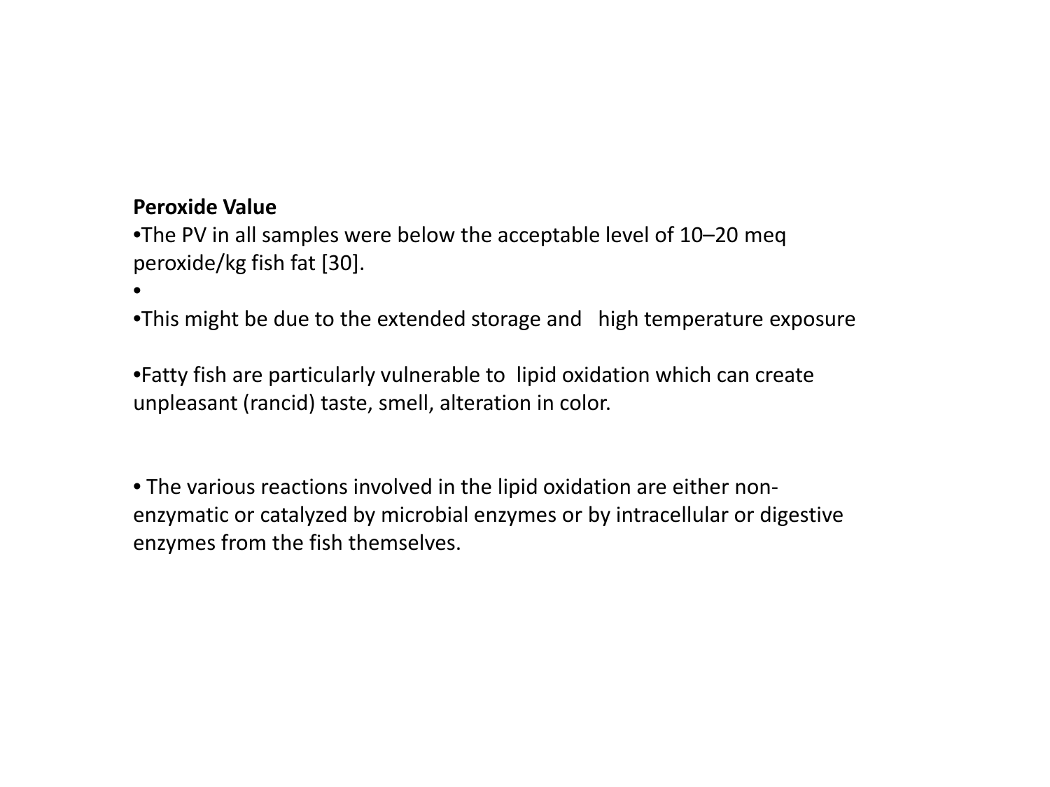**Peroxide Value**

- The PV in all samples were below the acceptable level of 10–20 meq peroxide/kg fish fat [30].
- 
- This might be due to the extended storage and high temperature exposure

- Fatty fish are particularly vulnerable to lipid oxidation which can create unpleasant (rancid) taste, smell, alteration in color.

- The various reactions involved in the lipid oxidation are either non-enzymatic or catalyzed by microbial enzymes or by intracellular or digestive enzymes from the fish themselves.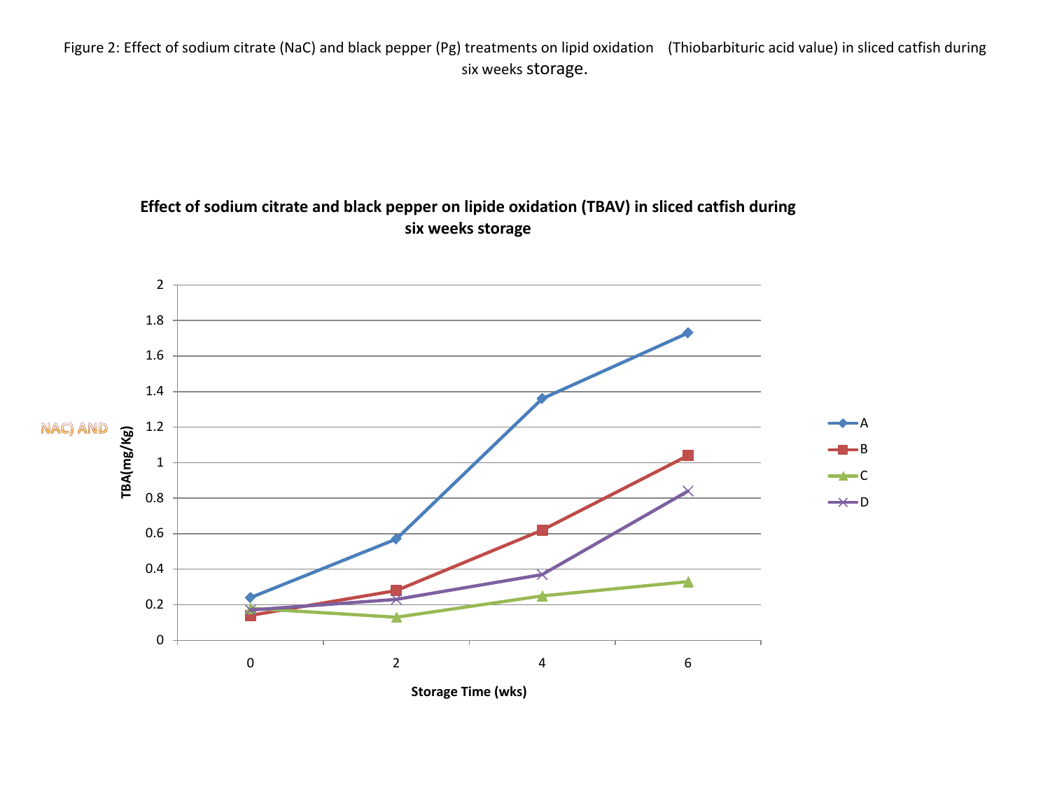Figure 2: Effect of sodium citrate (NaC) and black pepper (Pg) treatments on lipid oxidation (Thiobarbituric acid value) in sliced catfish during six weeks storage.

**Effect of sodium citrate and black pepper on lipide oxidation (TBAV) in sliced catfish during six weeks storage**

NAC) AND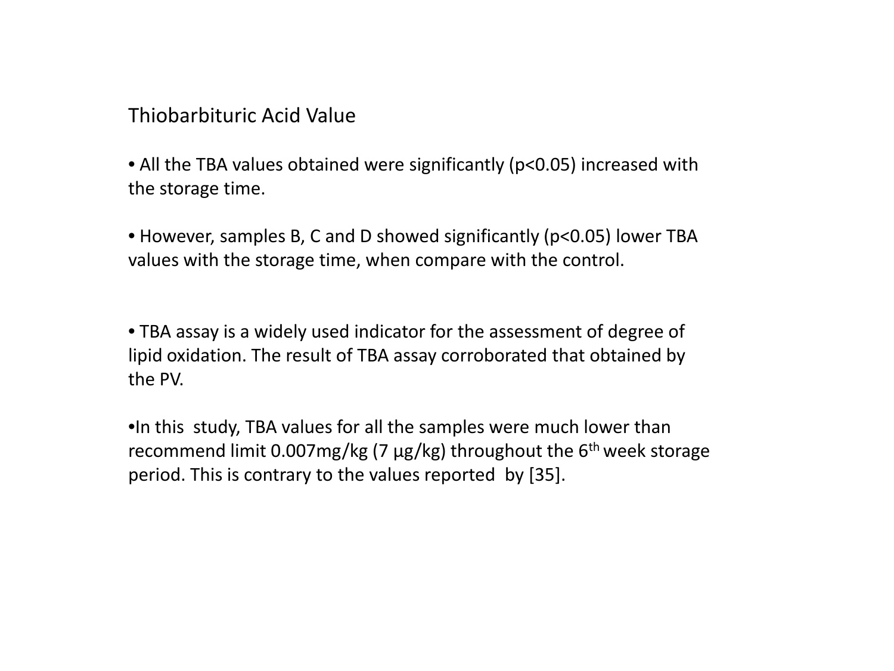## Thiobarbituric Acid Value

- All the TBA values obtained were significantly ($p<0.05$) increased with the storage time.
- However, samples B, C and D showed significantly ($p<0.05$) lower TBA values with the storage time, when compare with the control.

- TBA assay is a widely used indicator for the assessment of degree of lipid oxidation. The result of TBA assay corroborated that obtained by the PV.
- In this study, TBA values for all the samples were much lower than recommend limit 0.007mg/kg (7 μg/kg) throughout the 6$^{th}$ week storage period. This is contrary to the values reported by [35].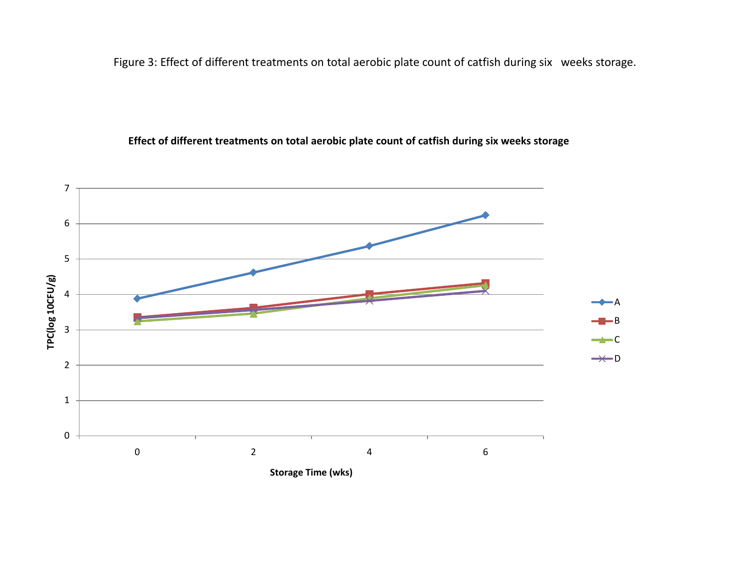Figure 3: Effect of different treatments on total aerobic plate count of catfish during six weeks storage.

**Effect of different treatments on total aerobic plate count of catfish during six weeks storage**

TPC(log 10CFU/g)

7
6
5
4
3
2
1
0

0 2 4 6

**Storage Time (wks)**

A
B
C
D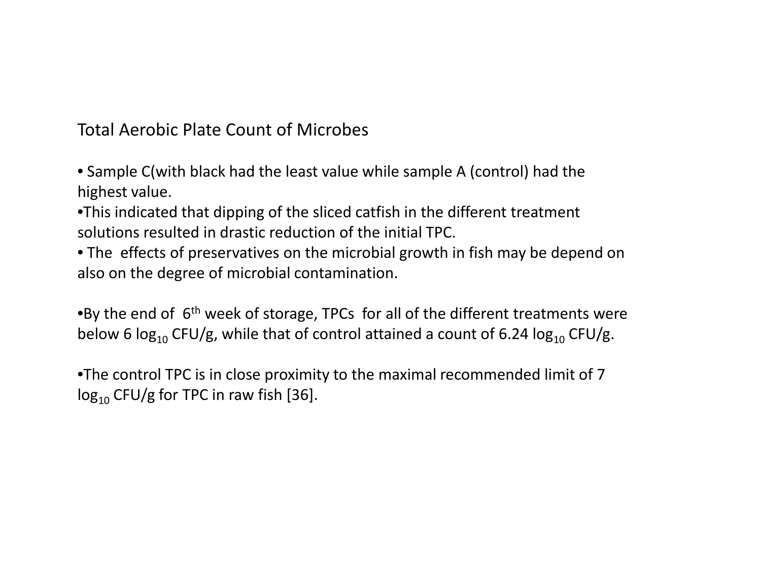## Total Aerobic Plate Count of Microbes

- Sample C(with black had the least value while sample A (control) had the highest value.
- This indicated that dipping of the sliced catfish in the different treatment solutions resulted in drastic reduction of the initial TPC.
- The effects of preservatives on the microbial growth in fish may be depend on also on the degree of microbial contamination.

- By the end of 6th week of storage, TPCs for all of the different treatments were below 6 $\log_{10}$ CFU/g, while that of control attained a count of 6.24 $\log_{10}$ CFU/g.

- The control TPC is in close proximity to the maximal recommended limit of 7 $\log_{10}$ CFU/g for TPC in raw fish [36].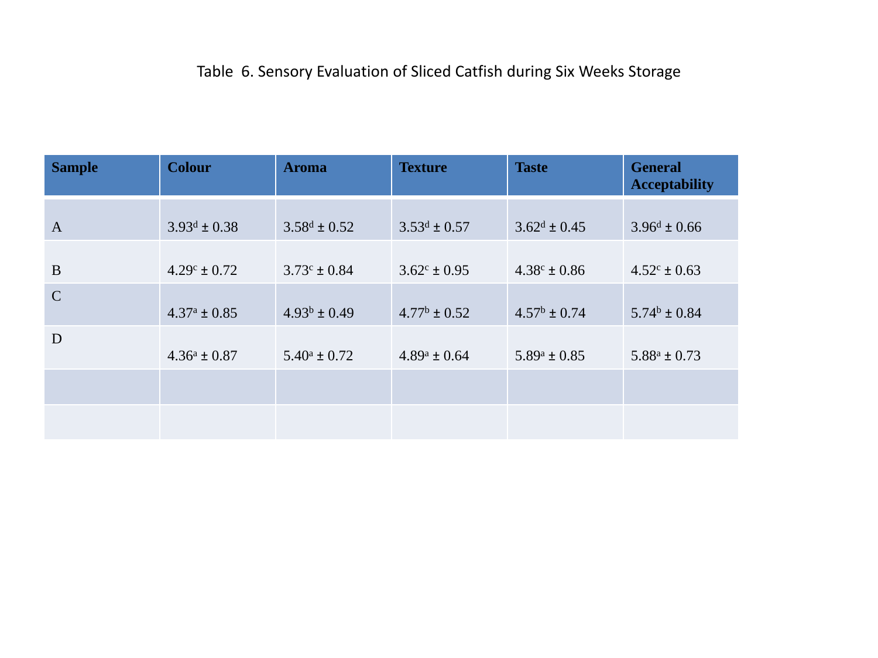Table 6. Sensory Evaluation of Sliced Catfish during Six Weeks Storage

| Sample | Colour | Aroma | Texture | Taste | General Acceptability |
| --- | --- | --- | --- | --- | --- |
| A | $3.93^{d} \pm 0.38$ | $3.58^{d} \pm 0.52$ | $3.53^{d} \pm 0.57$ | $3.62^{d} \pm 0.45$ | $3.96^{d} \pm 0.66$ |
| B | $4.29^{c} \pm 0.72$ | $3.73^{c} \pm 0.84$ | $3.62^{c} \pm 0.95$ | $4.38^{c} \pm 0.86$ | $4.52^{c} \pm 0.63$ |
| C | $4.37^{a} \pm 0.85$ | $4.93^{b} \pm 0.49$ | $4.77^{b} \pm 0.52$ | $4.57^{b} \pm 0.74$ | $5.74^{b} \pm 0.84$ |
| D | $4.36^{a} \pm 0.87$ | $5.40^{a} \pm 0.72$ | $4.89^{a} \pm 0.64$ | $5.89^{a} \pm 0.85$ | $5.88^{a} \pm 0.73$ |
| | | | | | |
| | | | | | |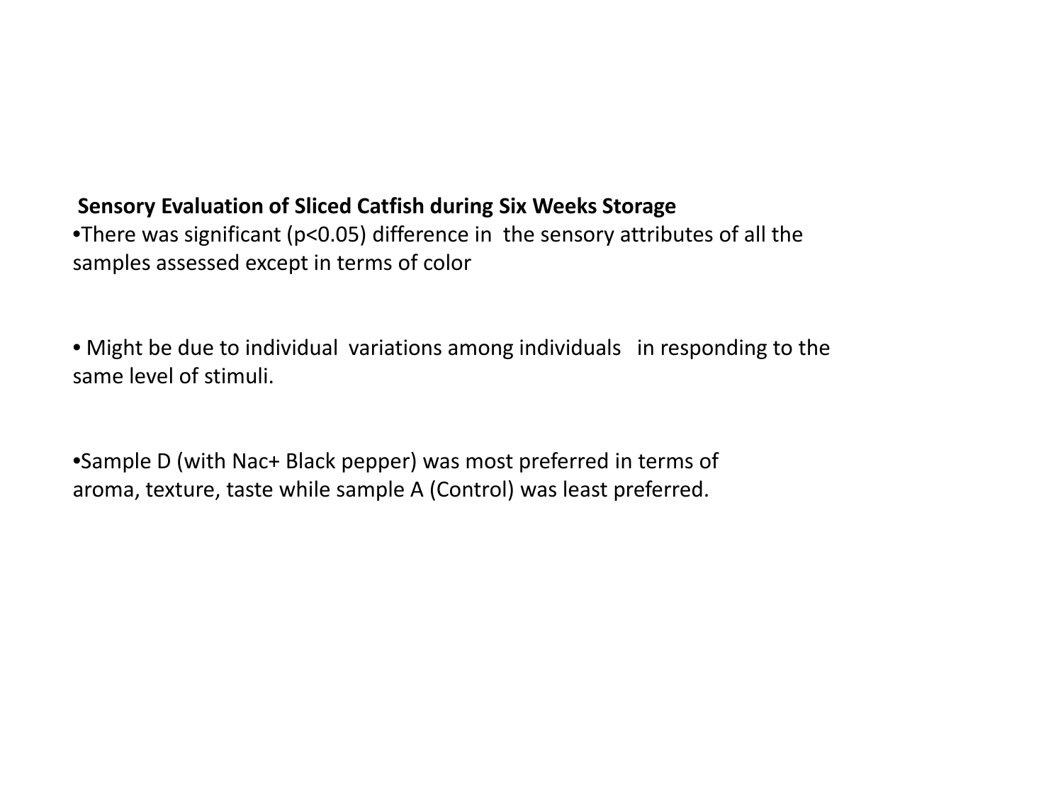**Sensory Evaluation of Sliced Catfish during Six Weeks Storage**

- There was significant ($p<0.05$) difference in the sensory attributes of all the samples assessed except in terms of color

- Might be due to individual variations among individuals in responding to the same level of stimuli.

- Sample D (with Nac+ Black pepper) was most preferred in terms of aroma, texture, taste while sample A (Control) was least preferred.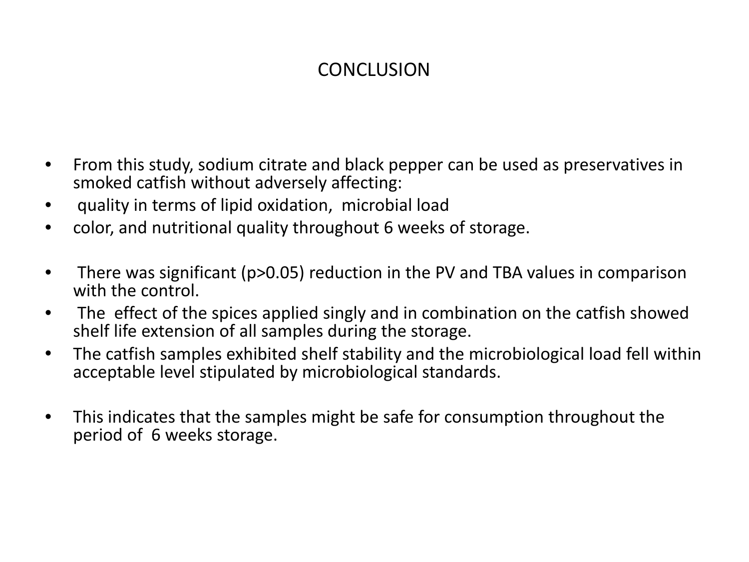# CONCLUSION

- From this study, sodium citrate and black pepper can be used as preservatives in smoked catfish without adversely affecting:
- quality in terms of lipid oxidation, microbial load
- color, and nutritional quality throughout 6 weeks of storage.

- There was significant ($p>0.05$) reduction in the PV and TBA values in comparison with the control.
- The effect of the spices applied singly and in combination on the catfish showed shelf life extension of all samples during the storage.
- The catfish samples exhibited shelf stability and the microbiological load fell within acceptable level stipulated by microbiological standards.

- This indicates that the samples might be safe for consumption throughout the period of 6 weeks storage.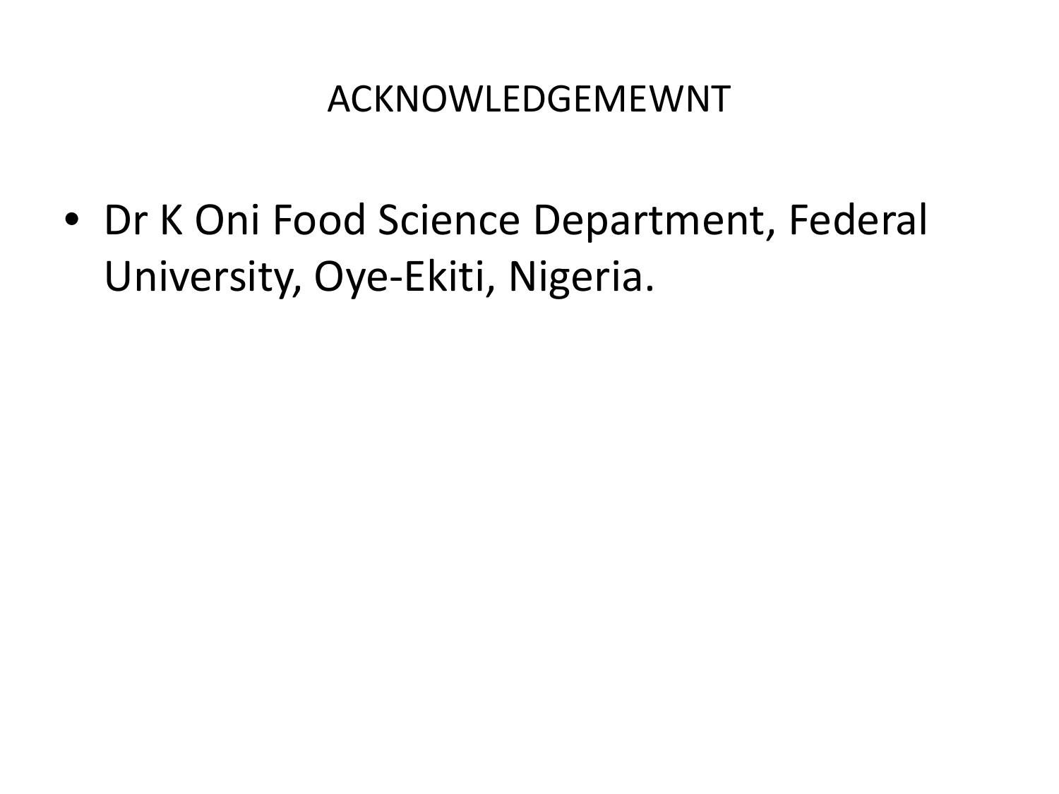# ACKNOWLEDGEMEWNT

- Dr K Oni Food Science Department, Federal University, Oye-Ekiti, Nigeria.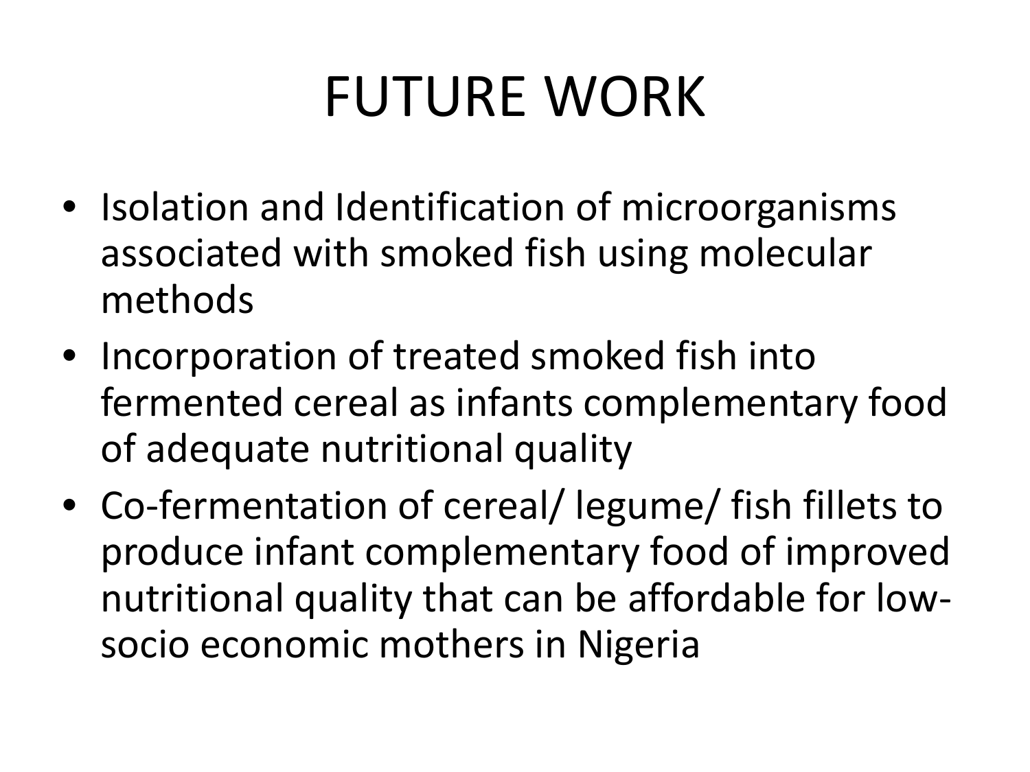# FUTURE WORK

- Isolation and Identification of microorganisms associated with smoked fish using molecular methods
- Incorporation of treated smoked fish into fermented cereal as infants complementary food of adequate nutritional quality
- Co-fermentation of cereal/ legume/ fish fillets to produce infant complementary food of improved nutritional quality that can be affordable for low-socio economic mothers in Nigeria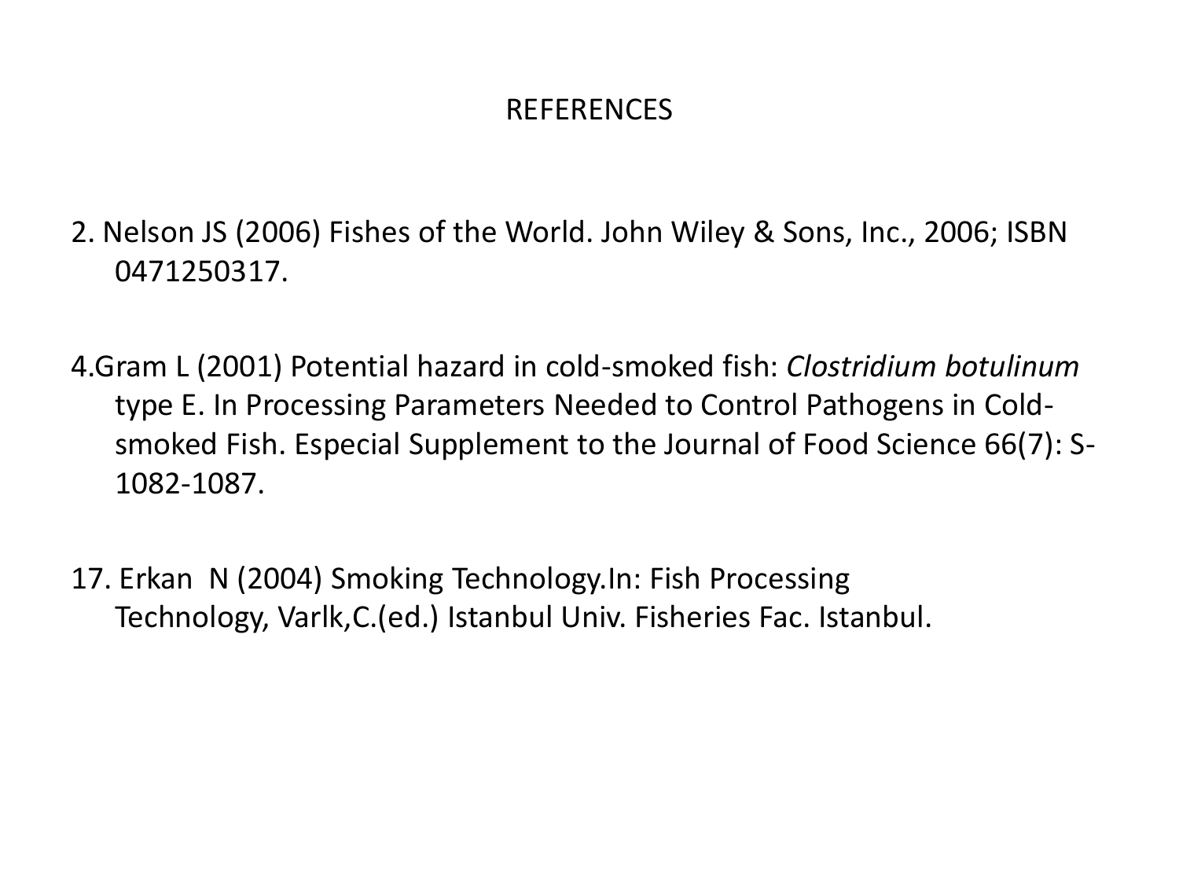# REFERENCES

2. Nelson JS (2006) Fishes of the World. John Wiley & Sons, Inc., 2006; ISBN 0471250317.

4.Gram L (2001) Potential hazard in cold-smoked fish: *Clostridium botulinum* type E. In Processing Parameters Needed to Control Pathogens in Cold-smoked Fish. Especial Supplement to the Journal of Food Science 66(7): S-1082-1087.

17. Erkan N (2004) Smoking Technology.In: Fish Processing Technology, Varlk,C.(ed.) Istanbul Univ. Fisheries Fac. Istanbul.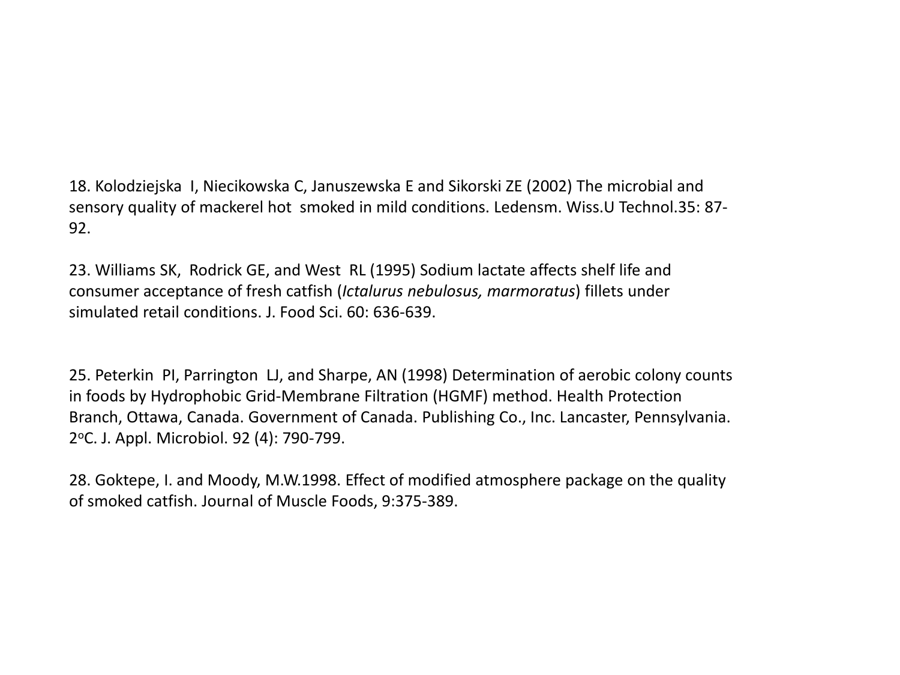18. Kolodziejska I, Niecikowska C, Januszewska E and Sikorski ZE (2002) The microbial and sensory quality of mackerel hot smoked in mild conditions. Ledensm. Wiss.U Technol.35: 87-92.

23. Williams SK, Rodrick GE, and West RL (1995) Sodium lactate affects shelf life and consumer acceptance of fresh catfish (*Ictalurus nebulosus, marmoratus*) fillets under simulated retail conditions. J. Food Sci. 60: 636-639.

25. Peterkin PI, Parrington LJ, and Sharpe, AN (1998) Determination of aerobic colony counts in foods by Hydrophobic Grid-Membrane Filtration (HGMF) method. Health Protection Branch, Ottawa, Canada. Government of Canada. Publishing Co., Inc. Lancaster, Pennsylvania. 2$^{o}$C. J. Appl. Microbiol. 92 (4): 790-799.

28. Goktepe, I. and Moody, M.W.1998. Effect of modified atmosphere package on the quality of smoked catfish. Journal of Muscle Foods, 9:375-389.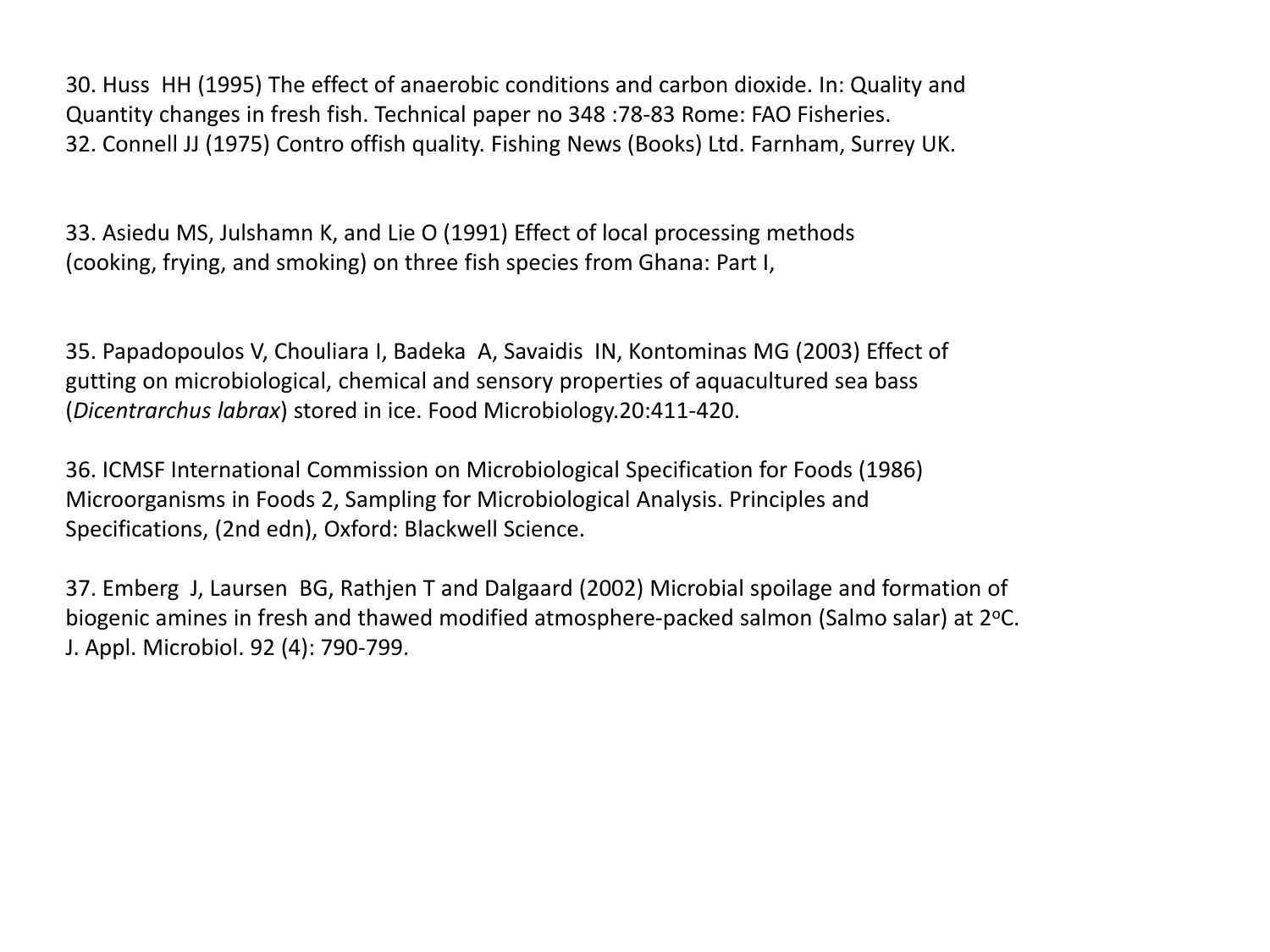30. Huss HH (1995) The effect of anaerobic conditions and carbon dioxide. In: Quality and Quantity changes in fresh fish. Technical paper no 348 :78-83 Rome: FAO Fisheries.
32. Connell JJ (1975) Contro offish quality. Fishing News (Books) Ltd. Farnham, Surrey UK.

33. Asiedu MS, Julshamn K, and Lie O (1991) Effect of local processing methods (cooking, frying, and smoking) on three fish species from Ghana: Part I,

35. Papadopoulos V, Chouliara I, Badeka A, Savaidis IN, Kontominas MG (2003) Effect of gutting on microbiological, chemical and sensory properties of aquacultured sea bass (*Dicentrarchus labrax*) stored in ice. Food Microbiology.20:411-420.

36. ICMSF International Commission on Microbiological Specification for Foods (1986) Microorganisms in Foods 2, Sampling for Microbiological Analysis. Principles and Specifications, (2nd edn), Oxford: Blackwell Science.

37. Emberg J, Laursen BG, Rathjen T and Dalgaard (2002) Microbial spoilage and formation of biogenic amines in fresh and thawed modified atmosphere-packed salmon (Salmo salar) at 2°C. J. Appl. Microbiol. 92 (4): 790-799.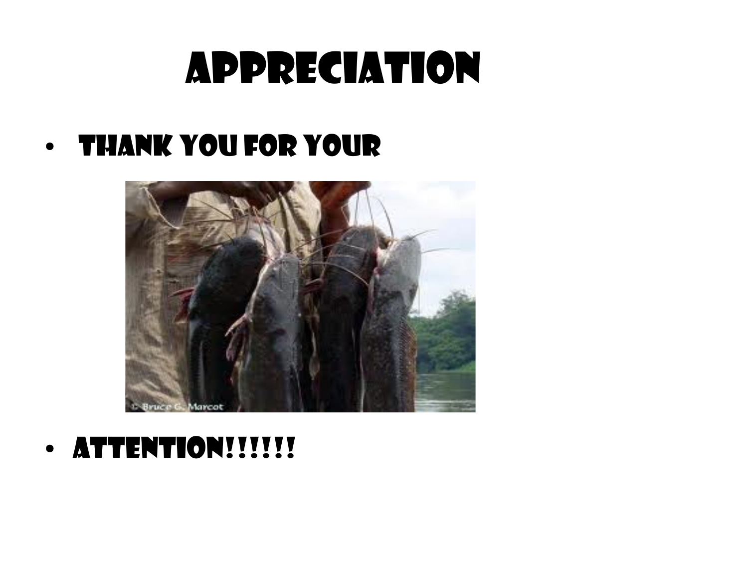# Appreciation

- Thank you for your

- Attention!!!!!!